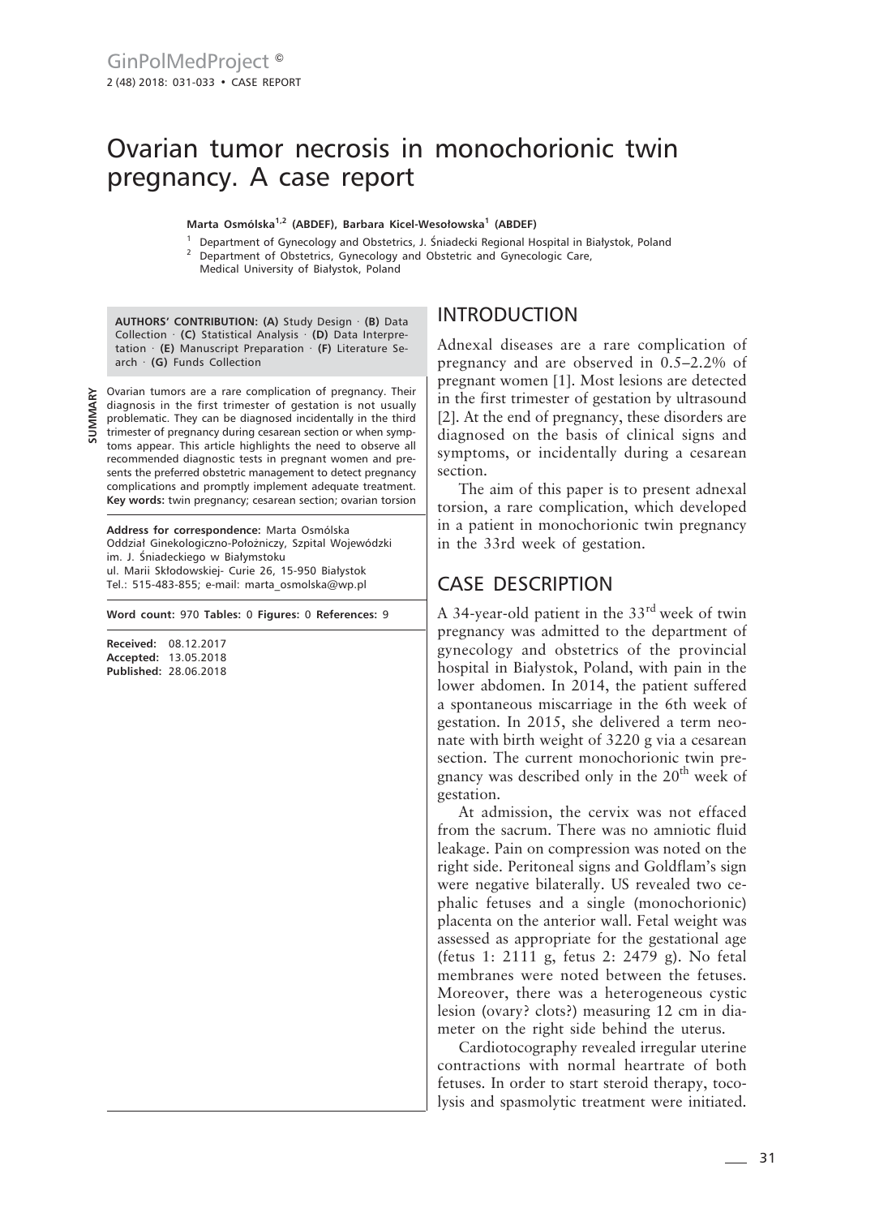# Ovarian tumor necrosis in monochorionic twin pregnancy. A case report

**Marta Osmólska[1,2] (ABDEF), Barbara Kicel-Wesołowska[1] (ABDEF)**

[1] Department of Gynecology and Obstetrics, J. Śniadecki Regional Hospital in Białystok, Poland
[2] Department of Obstetrics, Gynecology and Obstetric and Gynecologic Care, Medical University of Białystok, Poland

**AUTHORS' CONTRIBUTION: (A)** Study Design · **(B)** Data Collection · **(C)** Statistical Analysis · **(D)** Data Interpretation · **(E)** Manuscript Preparation · **(F)** Literature Search · **(G)** Funds Collection

**SUMMARY**

Ovarian tumors are a rare complication of pregnancy. Their diagnosis in the first trimester of gestation is not usually problematic. They can be diagnosed incidentally in the third trimester of pregnancy during cesarean section or when symptoms appear. This article highlights the need to observe all recommended diagnostic tests in pregnant women and presents the preferred obstetric management to detect pregnancy complications and promptly implement adequate treatment.

**Key words:** twin pregnancy; cesarean section; ovarian torsion

**Address for correspondence:** Marta Osmólska
Oddział Ginekologiczno-Położniczy, Szpital Wojewódzki im. J. Śniadeckiego w Białymstoku
ul. Marii Skłodowskiej- Curie 26, 15-950 Białystok
Tel.: 515-483-855; e-mail: marta_osmolska@wp.pl

**Word count:** 970 **Tables:** 0 **Figures:** 0 **References:** 9

**Received:** 08.12.2017
**Accepted:** 13.05.2018
**Published:** 28.06.2018

## INTRODUCTION

Adnexal diseases are a rare complication of pregnancy and are observed in 0.5–2.2% of pregnant women [1]. Most lesions are detected in the first trimester of gestation by ultrasound [2]. At the end of pregnancy, these disorders are diagnosed on the basis of clinical signs and symptoms, or incidentally during a cesarean section.

The aim of this paper is to present adnexal torsion, a rare complication, which developed in a patient in monochorionic twin pregnancy in the 33rd week of gestation.

## CASE DESCRIPTION

A 34-year-old patient in the 33$^{rd}$ week of twin pregnancy was admitted to the department of gynecology and obstetrics of the provincial hospital in Białystok, Poland, with pain in the lower abdomen. In 2014, the patient suffered a spontaneous miscarriage in the 6th week of gestation. In 2015, she delivered a term neonate with birth weight of 3220 g via a cesarean section. The current monochorionic twin pregnancy was described only in the 20$^{th}$ week of gestation.

At admission, the cervix was not effaced from the sacrum. There was no amniotic fluid leakage. Pain on compression was noted on the right side. Peritoneal signs and Goldflam's sign were negative bilaterally. US revealed two cephalic fetuses and a single (monochorionic) placenta on the anterior wall. Fetal weight was assessed as appropriate for the gestational age (fetus 1: 2111 g, fetus 2: 2479 g). No fetal membranes were noted between the fetuses. Moreover, there was a heterogeneous cystic lesion (ovary? clots?) measuring 12 cm in diameter on the right side behind the uterus.

Cardiotocography revealed irregular uterine contractions with normal heartrate of both fetuses. In order to start steroid therapy, tocolysis and spasmolytic treatment were initiated.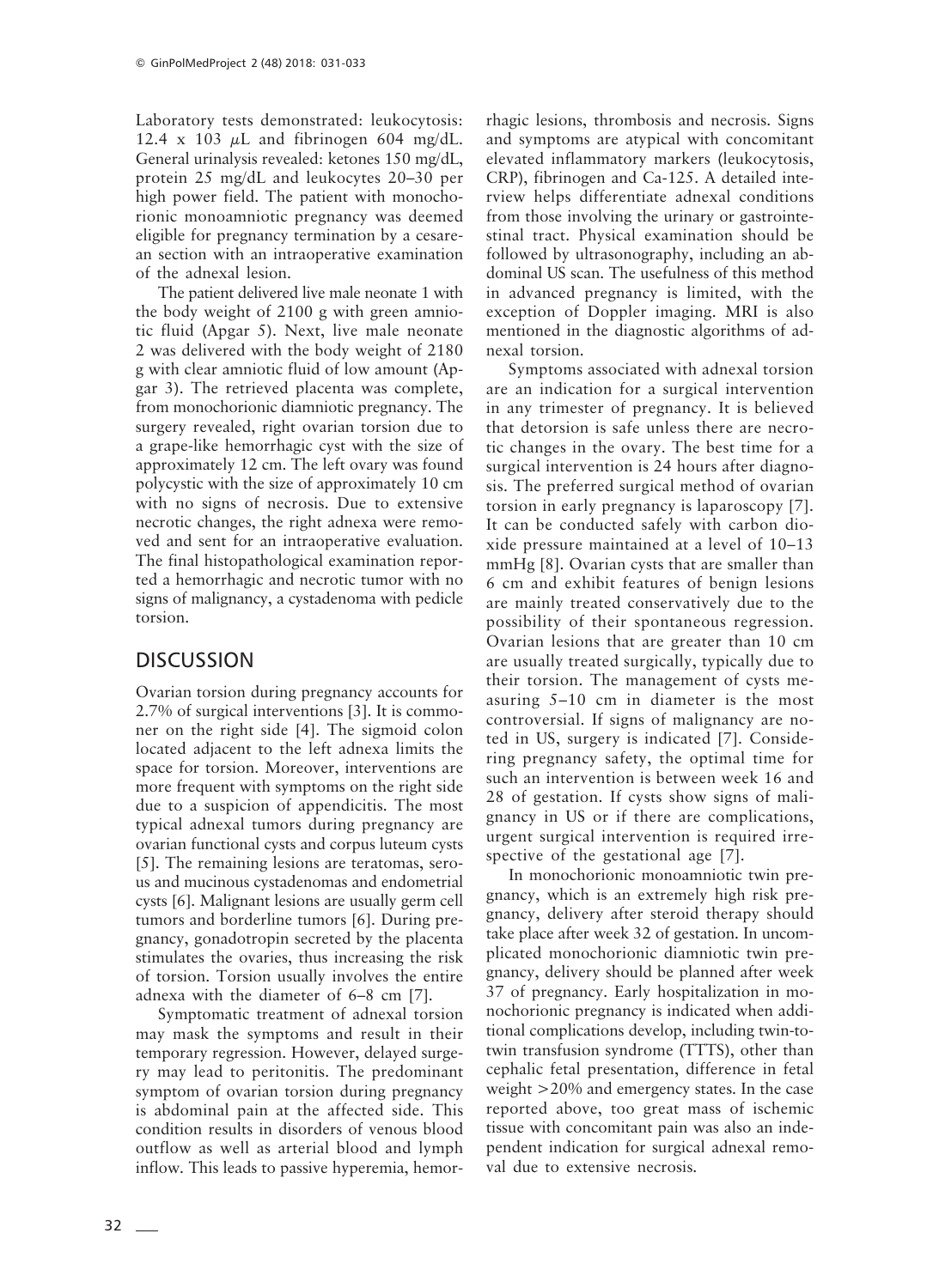Laboratory tests demonstrated: leukocytosis: 12.4 x 103 $\mu$L and fibrinogen 604 mg/dL. General urinalysis revealed: ketones 150 mg/dL, protein 25 mg/dL and leukocytes 20–30 per high power field. The patient with monochorionic monoamniotic pregnancy was deemed eligible for pregnancy termination by a cesarean section with an intraoperative examination of the adnexal lesion.

The patient delivered live male neonate 1 with the body weight of 2100 g with green amniotic fluid (Apgar 5). Next, live male neonate 2 was delivered with the body weight of 2180 g with clear amniotic fluid of low amount (Apgar 3). The retrieved placenta was complete, from monochorionic diamniotic pregnancy. The surgery revealed, right ovarian torsion due to a grape-like hemorrhagic cyst with the size of approximately 12 cm. The left ovary was found polycystic with the size of approximately 10 cm with no signs of necrosis. Due to extensive necrotic changes, the right adnexa were removed and sent for an intraoperative evaluation. The final histopathological examination reported a hemorrhagic and necrotic tumor with no signs of malignancy, a cystadenoma with pedicle torsion.

## DISCUSSION

Ovarian torsion during pregnancy accounts for 2.7% of surgical interventions [3]. It is commoner on the right side [4]. The sigmoid colon located adjacent to the left adnexa limits the space for torsion. Moreover, interventions are more frequent with symptoms on the right side due to a suspicion of appendicitis. The most typical adnexal tumors during pregnancy are ovarian functional cysts and corpus luteum cysts [5]. The remaining lesions are teratomas, serous and mucinous cystadenomas and endometrial cysts [6]. Malignant lesions are usually germ cell tumors and borderline tumors [6]. During pregnancy, gonadotropin secreted by the placenta stimulates the ovaries, thus increasing the risk of torsion. Torsion usually involves the entire adnexa with the diameter of 6–8 cm [7].

Symptomatic treatment of adnexal torsion may mask the symptoms and result in their temporary regression. However, delayed surgery may lead to peritonitis. The predominant symptom of ovarian torsion during pregnancy is abdominal pain at the affected side. This condition results in disorders of venous blood outflow as well as arterial blood and lymph inflow. This leads to passive hyperemia, hemorrhagic lesions, thrombosis and necrosis. Signs and symptoms are atypical with concomitant elevated inflammatory markers (leukocytosis, CRP), fibrinogen and Ca-125. A detailed interview helps differentiate adnexal conditions from those involving the urinary or gastrointestinal tract. Physical examination should be followed by ultrasonography, including an abdominal US scan. The usefulness of this method in advanced pregnancy is limited, with the exception of Doppler imaging. MRI is also mentioned in the diagnostic algorithms of adnexal torsion.

Symptoms associated with adnexal torsion are an indication for a surgical intervention in any trimester of pregnancy. It is believed that detorsion is safe unless there are necrotic changes in the ovary. The best time for a surgical intervention is 24 hours after diagnosis. The preferred surgical method of ovarian torsion in early pregnancy is laparoscopy [7]. It can be conducted safely with carbon dioxide pressure maintained at a level of 10–13 mmHg [8]. Ovarian cysts that are smaller than 6 cm and exhibit features of benign lesions are mainly treated conservatively due to the possibility of their spontaneous regression. Ovarian lesions that are greater than 10 cm are usually treated surgically, typically due to their torsion. The management of cysts measuring 5–10 cm in diameter is the most controversial. If signs of malignancy are noted in US, surgery is indicated [7]. Considering pregnancy safety, the optimal time for such an intervention is between week 16 and 28 of gestation. If cysts show signs of malignancy in US or if there are complications, urgent surgical intervention is required irrespective of the gestational age [7].

In monochorionic monoamniotic twin pregnancy, which is an extremely high risk pregnancy, delivery after steroid therapy should take place after week 32 of gestation. In uncomplicated monochorionic diamniotic twin pregnancy, delivery should be planned after week 37 of pregnancy. Early hospitalization in monochorionic pregnancy is indicated when additional complications develop, including twin-to-twin transfusion syndrome (TTTS), other than cephalic fetal presentation, difference in fetal weight >20% and emergency states. In the case reported above, too great mass of ischemic tissue with concomitant pain was also an independent indication for surgical adnexal removal due to extensive necrosis.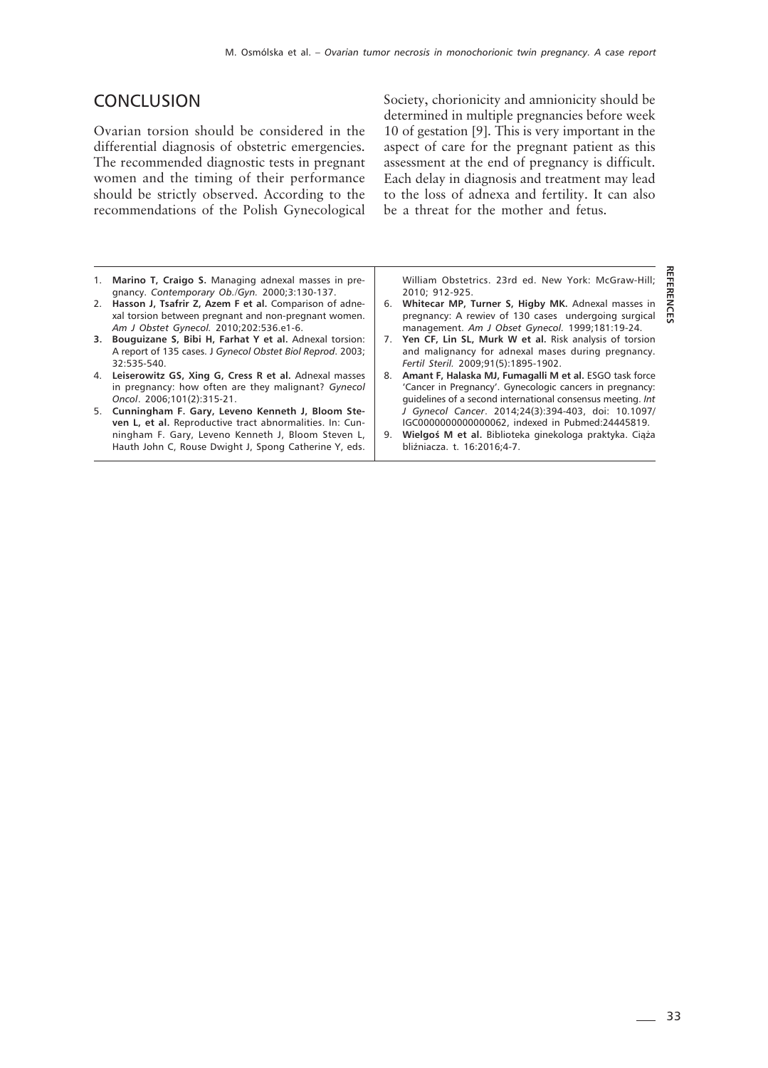## CONCLUSION

Ovarian torsion should be considered in the differential diagnosis of obstetric emergencies. The recommended diagnostic tests in pregnant women and the timing of their performance should be strictly observed. According to the recommendations of the Polish Gynecological Society, chorionicity and amnionicity should be determined in multiple pregnancies before week 10 of gestation [9]. This is very important in the aspect of care for the pregnant patient as this assessment at the end of pregnancy is difficult. Each delay in diagnosis and treatment may lead to the loss of adnexa and fertility. It can also be a threat for the mother and fetus.

## REFERENCES

1. **Marino T, Craigo S.** Managing adnexal masses in pregnancy. *Contemporary Ob./Gyn.* 2000;3:130-137.
2. **Hasson J, Tsafrir Z, Azem F et al.** Comparison of adnexal torsion between pregnant and non-pregnant women. *Am J Obstet Gynecol.* 2010;202:536.e1-6.
3. **Bouguizane S, Bibi H, Farhat Y et al.** Adnexal torsion: A report of 135 cases. J *Gynecol Obstet Biol Reprod*. 2003; 32:535-540.
4. **Leiserowitz GS, Xing G, Cress R et al.** Adnexal masses in pregnancy: how often are they malignant? *Gynecol Oncol*. 2006;101(2):315-21.
5. **Cunningham F. Gary, Leveno Kenneth J, Bloom Steven L, et al.** Reproductive tract abnormalities. In: Cunningham F. Gary, Leveno Kenneth J, Bloom Steven L, Hauth John C, Rouse Dwight J, Spong Catherine Y, eds. William Obstetrics. 23rd ed. New York: McGraw-Hill; 2010; 912-925.
6. **Whitecar MP, Turner S, Higby MK.** Adnexal masses in pregnancy: A rewiev of 130 cases undergoing surgical management. *Am J Obset Gynecol.* 1999;181:19-24.
7. **Yen CF, Lin SL, Murk W et al.** Risk analysis of torsion and malignancy for adnexal mases during pregnancy. *Fertil Steril.* 2009;91(5):1895-1902.
8. **Amant F, Halaska MJ, Fumagalli M et al.** ESGO task force 'Cancer in Pregnancy'. Gynecologic cancers in pregnancy: guidelines of a second international consensus meeting. *Int J Gynecol Cancer*. 2014;24(3):394-403, doi: 10.1097/IGC0000000000000062, indexed in Pubmed:24445819.
9. **Wielgoś M et al.** Biblioteka ginekologa praktyka. Ciąża bliźniacza. t. 16:2016;4-7.